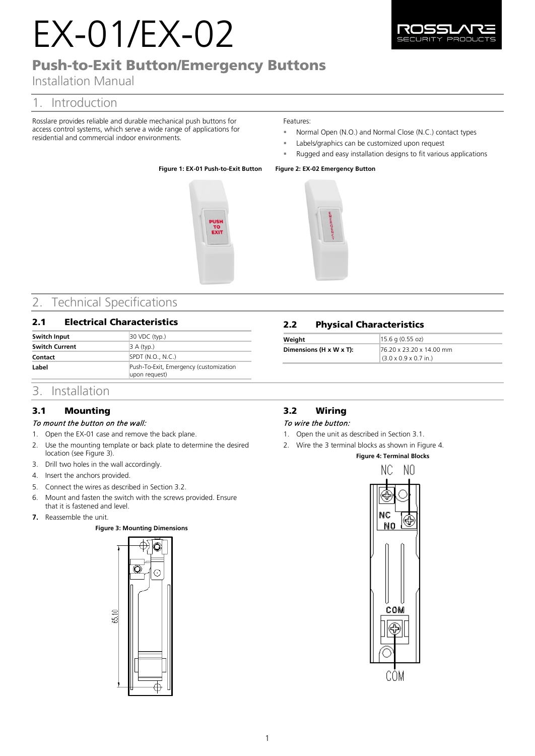# EX-01/EX-02

## Push-to-Exit Button/Emergency Buttons

Installation Manual

## 1. Introduction

Rosslare provides reliable and durable mechanical push buttons for access control systems, which serve a wide range of applications for residential and commercial indoor environments.

Features:

- Normal Open (N.O.) and Normal Close (N.C.) contact types
- Labels/graphics can be customized upon request
- Rugged and easy installation designs to fit various applications

**Figure 1: EX-01 Push-to-Exit Button**

**Figure 2: EX-02 Emergency Button**

## 2. Technical Specifications

### 2.1 Electrical Characteristics

| | |
|---|---|
| **Switch Input** | 30 VDC (typ.) |
| **Switch Current** | 3 A (typ.) |
| **Contact** | SPDT (N.O., N.C.) |
| **Label** | Push-To-Exit, Emergency (customization upon request) |

### 2.2 Physical Characteristics

| | |
|---|---|
| **Weight** | 15.6 g (0.55 oz) |
| **Dimensions (H x W x T):** | 76.20 x 23.20 x 14.00 mm (3.0 x 0.9 x 0.7 in.) |

## 3. Installation

### 3.1 Mounting

*To mount the button on the wall:*

1. Open the EX-01 case and remove the back plane.
2. Use the mounting template or back plate to determine the desired location (see Figure 3).
3. Drill two holes in the wall accordingly.
4. Insert the anchors provided.
5. Connect the wires as described in Section 3.2.
6. Mount and fasten the switch with the screws provided. Ensure that it is fastened and level.
7. Reassemble the unit.

**Figure 3: Mounting Dimensions**

### 3.2 Wiring

*To wire the button:*

1. Open the unit as described in Section 3.1.
2. Wire the 3 terminal blocks as shown in Figure 4.

**Figure 4: Terminal Blocks**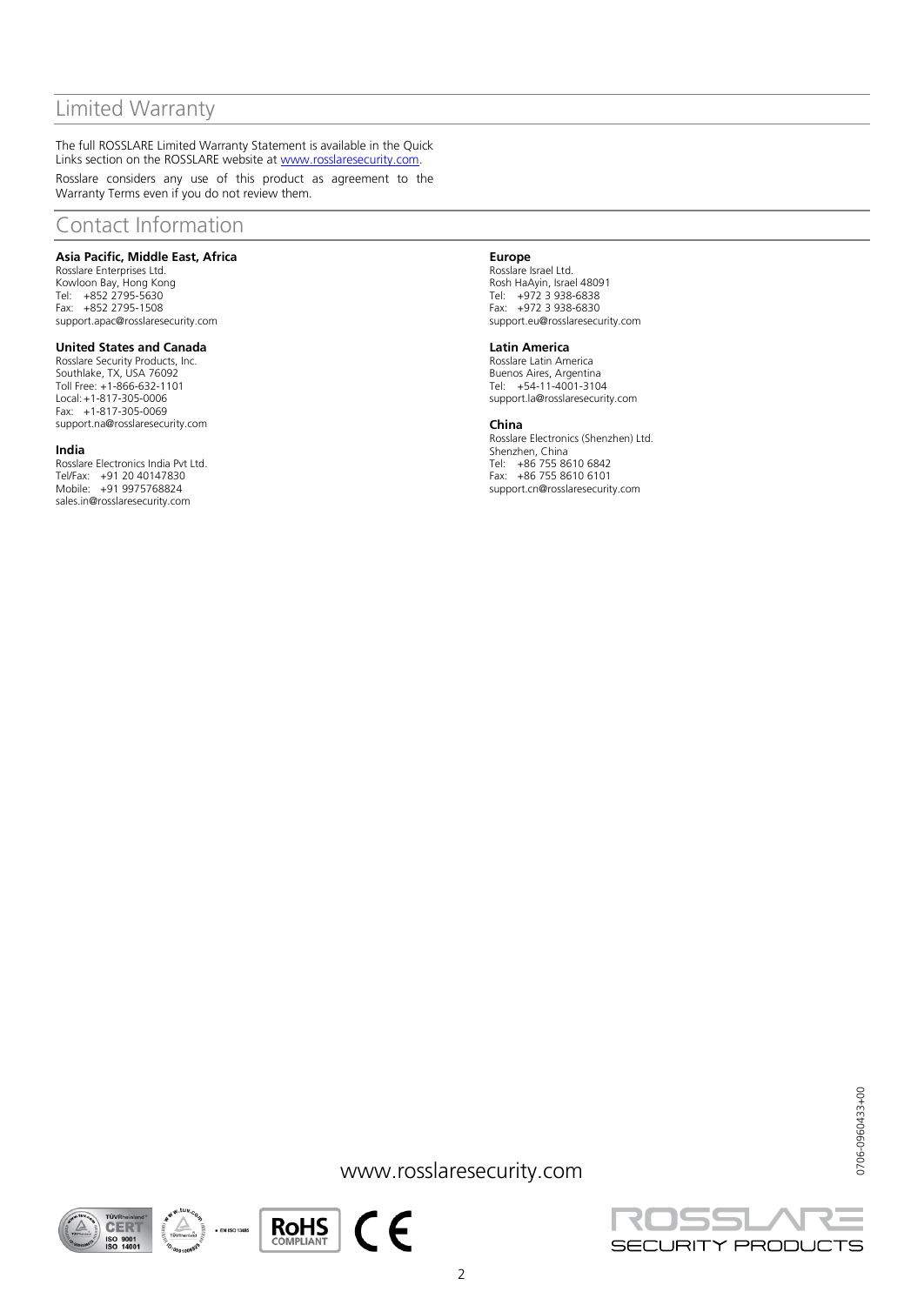## Limited Warranty

The full ROSSLARE Limited Warranty Statement is available in the Quick Links section on the ROSSLARE website at www.rosslaresecurity.com.

Rosslare considers any use of this product as agreement to the Warranty Terms even if you do not review them.

## Contact Information

**Asia Pacific, Middle East, Africa**
Rosslare Enterprises Ltd.
Kowloon Bay, Hong Kong
Tel: +852 2795-5630
Fax: +852 2795-1508
support.apac@rosslaresecurity.com

**United States and Canada**
Rosslare Security Products, Inc.
Southlake, TX, USA 76092
Toll Free: +1-866-632-1101
Local: +1-817-305-0006
Fax: +1-817-305-0069
support.na@rosslaresecurity.com

**India**
Rosslare Electronics India Pvt Ltd.
Tel/Fax: +91 20 40147830
Mobile: +91 9975768824
sales.in@rosslaresecurity.com

**Europe**
Rosslare Israel Ltd.
Rosh HaAyin, Israel 48091
Tel: +972 3 938-6838
Fax: +972 3 938-6830
support.eu@rosslaresecurity.com

**Latin America**
Rosslare Latin America
Buenos Aires, Argentina
Tel: +54-11-4001-3104
support.la@rosslaresecurity.com

**China**
Rosslare Electronics (Shenzhen) Ltd.
Shenzhen, China
Tel: +86 755 8610 6842
Fax: +86 755 8610 6101
support.cn@rosslaresecurity.com

0706-0960433+00

www.rosslaresecurity.com

ISO 9001 ISO 14001 EN ISO 13485 RoHS COMPLIANT CE

ROSSLARE SECURITY PRODUCTS